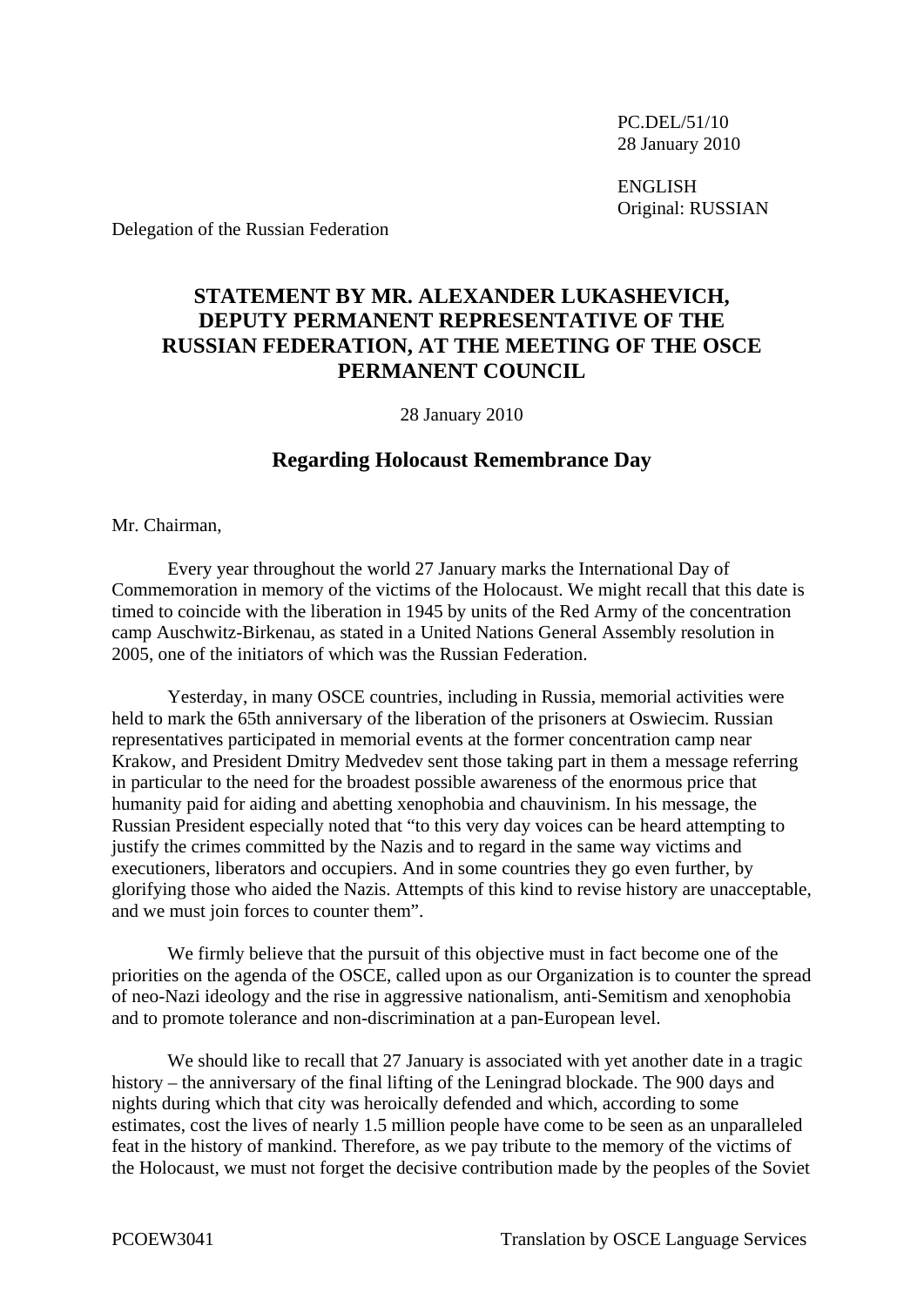PC.DEL/51/10
28 January 2010

ENGLISH
Original: RUSSIAN

Delegation of the Russian Federation

# STATEMENT BY MR. ALEXANDER LUKASHEVICH, DEPUTY PERMANENT REPRESENTATIVE OF THE RUSSIAN FEDERATION, AT THE MEETING OF THE OSCE PERMANENT COUNCIL

28 January 2010

## Regarding Holocaust Remembrance Day

Mr. Chairman,

Every year throughout the world 27 January marks the International Day of Commemoration in memory of the victims of the Holocaust. We might recall that this date is timed to coincide with the liberation in 1945 by units of the Red Army of the concentration camp Auschwitz-Birkenau, as stated in a United Nations General Assembly resolution in 2005, one of the initiators of which was the Russian Federation.

Yesterday, in many OSCE countries, including in Russia, memorial activities were held to mark the 65th anniversary of the liberation of the prisoners at Oswiecim. Russian representatives participated in memorial events at the former concentration camp near Krakow, and President Dmitry Medvedev sent those taking part in them a message referring in particular to the need for the broadest possible awareness of the enormous price that humanity paid for aiding and abetting xenophobia and chauvinism. In his message, the Russian President especially noted that "to this very day voices can be heard attempting to justify the crimes committed by the Nazis and to regard in the same way victims and executioners, liberators and occupiers. And in some countries they go even further, by glorifying those who aided the Nazis. Attempts of this kind to revise history are unacceptable, and we must join forces to counter them".

We firmly believe that the pursuit of this objective must in fact become one of the priorities on the agenda of the OSCE, called upon as our Organization is to counter the spread of neo-Nazi ideology and the rise in aggressive nationalism, anti-Semitism and xenophobia and to promote tolerance and non-discrimination at a pan-European level.

We should like to recall that 27 January is associated with yet another date in a tragic history – the anniversary of the final lifting of the Leningrad blockade. The 900 days and nights during which that city was heroically defended and which, according to some estimates, cost the lives of nearly 1.5 million people have come to be seen as an unparalleled feat in the history of mankind. Therefore, as we pay tribute to the memory of the victims of the Holocaust, we must not forget the decisive contribution made by the peoples of the Soviet

PCOEW3041 Translation by OSCE Language Services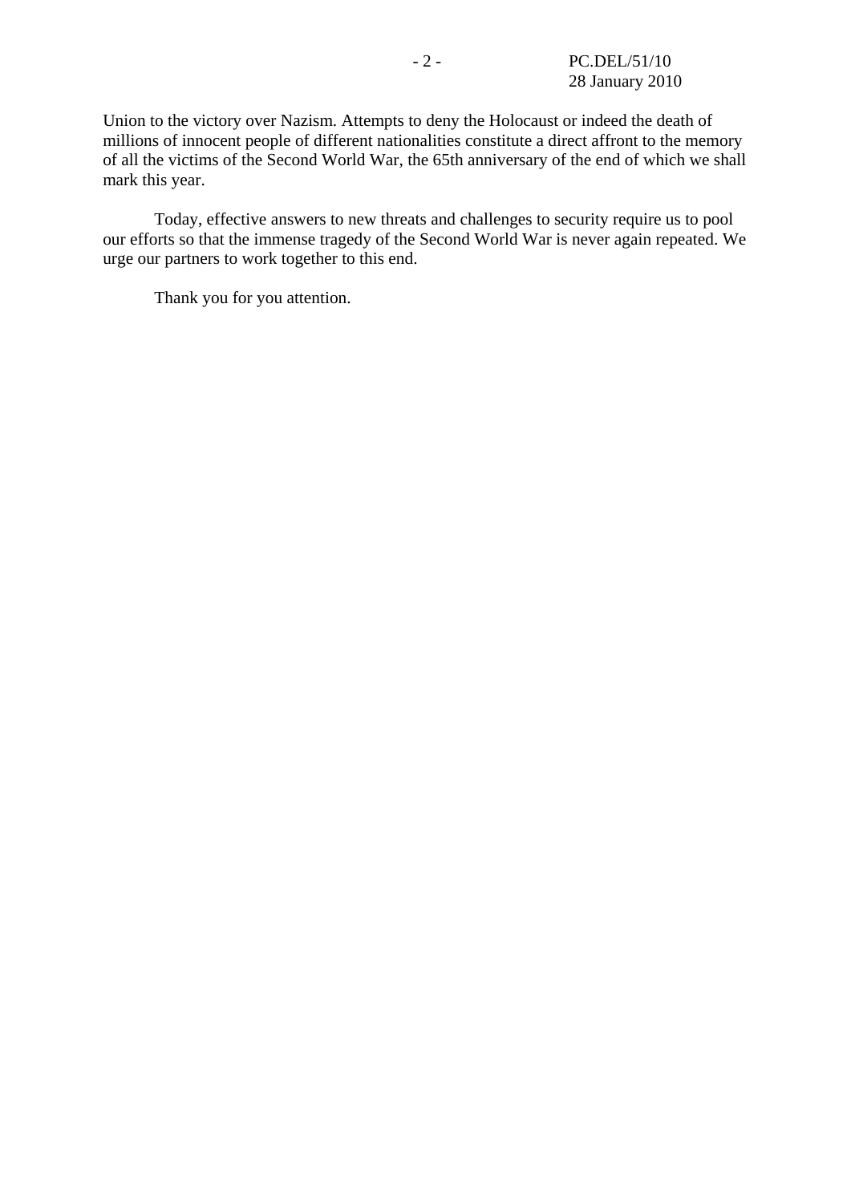Union to the victory over Nazism. Attempts to deny the Holocaust or indeed the death of millions of innocent people of different nationalities constitute a direct affront to the memory of all the victims of the Second World War, the 65th anniversary of the end of which we shall mark this year.

Today, effective answers to new threats and challenges to security require us to pool our efforts so that the immense tragedy of the Second World War is never again repeated. We urge our partners to work together to this end.

Thank you for you attention.